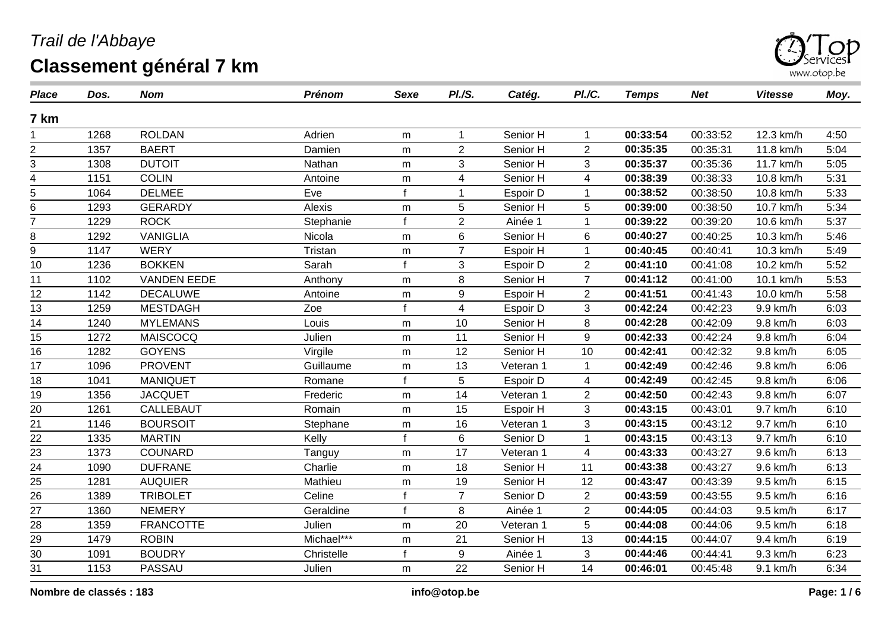*Trail de l'Abbaye*

# Classement général 7 km

| *Place* | *Dos.* | *Nom* | *Prénom* | *Sexe* | *Pl./S.* | *Catég.* | *Pl./C.* | *Temps* | *Net* | *Vitesse* | *Moy.* |
|---|---|---|---|---|---|---|---|---|---|---|---|
| **7 km** | | | | | | | | | | | |
| 1 | 1268 | ROLDAN | Adrien | m | 1 | Senior H | 1 | **00:33:54** | 00:33:52 | 12.3 km/h | 4:50 |
| 2 | 1357 | BAERT | Damien | m | 2 | Senior H | 2 | **00:35:35** | 00:35:31 | 11.8 km/h | 5:04 |
| 3 | 1308 | DUTOIT | Nathan | m | 3 | Senior H | 3 | **00:35:37** | 00:35:36 | 11.7 km/h | 5:05 |
| 4 | 1151 | COLIN | Antoine | m | 4 | Senior H | 4 | **00:38:39** | 00:38:33 | 10.8 km/h | 5:31 |
| 5 | 1064 | DELMEE | Eve | f | 1 | Espoir D | 1 | **00:38:52** | 00:38:50 | 10.8 km/h | 5:33 |
| 6 | 1293 | GERARDY | Alexis | m | 5 | Senior H | 5 | **00:39:00** | 00:38:50 | 10.7 km/h | 5:34 |
| 7 | 1229 | ROCK | Stephanie | f | 2 | Ainée 1 | 1 | **00:39:22** | 00:39:20 | 10.6 km/h | 5:37 |
| 8 | 1292 | VANIGLIA | Nicola | m | 6 | Senior H | 6 | **00:40:27** | 00:40:25 | 10.3 km/h | 5:46 |
| 9 | 1147 | WERY | Tristan | m | 7 | Espoir H | 1 | **00:40:45** | 00:40:41 | 10.3 km/h | 5:49 |
| 10 | 1236 | BOKKEN | Sarah | f | 3 | Espoir D | 2 | **00:41:10** | 00:41:08 | 10.2 km/h | 5:52 |
| 11 | 1102 | VANDEN EEDE | Anthony | m | 8 | Senior H | 7 | **00:41:12** | 00:41:00 | 10.1 km/h | 5:53 |
| 12 | 1142 | DECALUWE | Antoine | m | 9 | Espoir H | 2 | **00:41:51** | 00:41:43 | 10.0 km/h | 5:58 |
| 13 | 1259 | MESTDAGH | Zoe | f | 4 | Espoir D | 3 | **00:42:24** | 00:42:23 | 9.9 km/h | 6:03 |
| 14 | 1240 | MYLEMANS | Louis | m | 10 | Senior H | 8 | **00:42:28** | 00:42:09 | 9.8 km/h | 6:03 |
| 15 | 1272 | MAISCOCQ | Julien | m | 11 | Senior H | 9 | **00:42:33** | 00:42:24 | 9.8 km/h | 6:04 |
| 16 | 1282 | GOYENS | Virgile | m | 12 | Senior H | 10 | **00:42:41** | 00:42:32 | 9.8 km/h | 6:05 |
| 17 | 1096 | PROVENT | Guillaume | m | 13 | Veteran 1 | 1 | **00:42:49** | 00:42:46 | 9.8 km/h | 6:06 |
| 18 | 1041 | MANIQUET | Romane | f | 5 | Espoir D | 4 | **00:42:49** | 00:42:45 | 9.8 km/h | 6:06 |
| 19 | 1356 | JACQUET | Frederic | m | 14 | Veteran 1 | 2 | **00:42:50** | 00:42:43 | 9.8 km/h | 6:07 |
| 20 | 1261 | CALLEBAUT | Romain | m | 15 | Espoir H | 3 | **00:43:15** | 00:43:01 | 9.7 km/h | 6:10 |
| 21 | 1146 | BOURSOIT | Stephane | m | 16 | Veteran 1 | 3 | **00:43:15** | 00:43:12 | 9.7 km/h | 6:10 |
| 22 | 1335 | MARTIN | Kelly | f | 6 | Senior D | 1 | **00:43:15** | 00:43:13 | 9.7 km/h | 6:10 |
| 23 | 1373 | COUNARD | Tanguy | m | 17 | Veteran 1 | 4 | **00:43:33** | 00:43:27 | 9.6 km/h | 6:13 |
| 24 | 1090 | DUFRANE | Charlie | m | 18 | Senior H | 11 | **00:43:38** | 00:43:27 | 9.6 km/h | 6:13 |
| 25 | 1281 | AUQUIER | Mathieu | m | 19 | Senior H | 12 | **00:43:47** | 00:43:39 | 9.5 km/h | 6:15 |
| 26 | 1389 | TRIBOLET | Celine | f | 7 | Senior D | 2 | **00:43:59** | 00:43:55 | 9.5 km/h | 6:16 |
| 27 | 1360 | NEMERY | Geraldine | f | 8 | Ainée 1 | 2 | **00:44:05** | 00:44:03 | 9.5 km/h | 6:17 |
| 28 | 1359 | FRANCOTTE | Julien | m | 20 | Veteran 1 | 5 | **00:44:08** | 00:44:06 | 9.5 km/h | 6:18 |
| 29 | 1479 | ROBIN | Michael*** | m | 21 | Senior H | 13 | **00:44:15** | 00:44:07 | 9.4 km/h | 6:19 |
| 30 | 1091 | BOUDRY | Christelle | f | 9 | Ainée 1 | 3 | **00:44:46** | 00:44:41 | 9.3 km/h | 6:23 |
| 31 | 1153 | PASSAU | Julien | m | 22 | Senior H | 14 | **00:46:01** | 00:45:48 | 9.1 km/h | 6:34 |

**Nombre de classés : 183** **info@otop.be**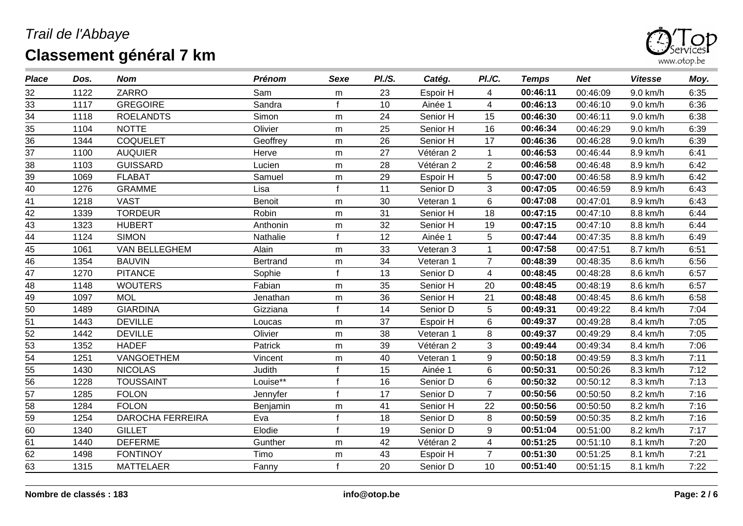*Trail de l'Abbaye*

# Classement général 7 km

| Place | Dos. | Nom | Prénom | Sexe | Pl./S. | Catég. | Pl./C. | Temps | Net | Vitesse | Moy. |
|---|---|---|---|---|---|---|---|---|---|---|---|
| 32 | 1122 | ZARRO | Sam | m | 23 | Espoir H | 4 | **00:46:11** | 00:46:09 | 9.0 km/h | 6:35 |
| 33 | 1117 | GREGOIRE | Sandra | f | 10 | Ainée 1 | 4 | **00:46:13** | 00:46:10 | 9.0 km/h | 6:36 |
| 34 | 1118 | ROELANDTS | Simon | m | 24 | Senior H | 15 | **00:46:30** | 00:46:11 | 9.0 km/h | 6:38 |
| 35 | 1104 | NOTTE | Olivier | m | 25 | Senior H | 16 | **00:46:34** | 00:46:29 | 9.0 km/h | 6:39 |
| 36 | 1344 | COQUELET | Geoffrey | m | 26 | Senior H | 17 | **00:46:36** | 00:46:28 | 9.0 km/h | 6:39 |
| 37 | 1100 | AUQUIER | Herve | m | 27 | Vétéran 2 | 1 | **00:46:53** | 00:46:44 | 8.9 km/h | 6:41 |
| 38 | 1103 | GUISSARD | Lucien | m | 28 | Vétéran 2 | 2 | **00:46:58** | 00:46:48 | 8.9 km/h | 6:42 |
| 39 | 1069 | FLABAT | Samuel | m | 29 | Espoir H | 5 | **00:47:00** | 00:46:58 | 8.9 km/h | 6:42 |
| 40 | 1276 | GRAMME | Lisa | f | 11 | Senior D | 3 | **00:47:05** | 00:46:59 | 8.9 km/h | 6:43 |
| 41 | 1218 | VAST | Benoit | m | 30 | Veteran 1 | 6 | **00:47:08** | 00:47:01 | 8.9 km/h | 6:43 |
| 42 | 1339 | TORDEUR | Robin | m | 31 | Senior H | 18 | **00:47:15** | 00:47:10 | 8.8 km/h | 6:44 |
| 43 | 1323 | HUBERT | Anthonin | m | 32 | Senior H | 19 | **00:47:15** | 00:47:10 | 8.8 km/h | 6:44 |
| 44 | 1124 | SIMON | Nathalie | f | 12 | Ainée 1 | 5 | **00:47:44** | 00:47:35 | 8.8 km/h | 6:49 |
| 45 | 1061 | VAN BELLEGHEM | Alain | m | 33 | Veteran 3 | 1 | **00:47:58** | 00:47:51 | 8.7 km/h | 6:51 |
| 46 | 1354 | BAUVIN | Bertrand | m | 34 | Veteran 1 | 7 | **00:48:39** | 00:48:35 | 8.6 km/h | 6:56 |
| 47 | 1270 | PITANCE | Sophie | f | 13 | Senior D | 4 | **00:48:45** | 00:48:28 | 8.6 km/h | 6:57 |
| 48 | 1148 | WOUTERS | Fabian | m | 35 | Senior H | 20 | **00:48:45** | 00:48:19 | 8.6 km/h | 6:57 |
| 49 | 1097 | MOL | Jenathan | m | 36 | Senior H | 21 | **00:48:48** | 00:48:45 | 8.6 km/h | 6:58 |
| 50 | 1489 | GIARDINA | Gizziana | f | 14 | Senior D | 5 | **00:49:31** | 00:49:22 | 8.4 km/h | 7:04 |
| 51 | 1443 | DEVILLE | Loucas | m | 37 | Espoir H | 6 | **00:49:37** | 00:49:28 | 8.4 km/h | 7:05 |
| 52 | 1442 | DEVILLE | Olivier | m | 38 | Veteran 1 | 8 | **00:49:37** | 00:49:29 | 8.4 km/h | 7:05 |
| 53 | 1352 | HADEF | Patrick | m | 39 | Vétéran 2 | 3 | **00:49:44** | 00:49:34 | 8.4 km/h | 7:06 |
| 54 | 1251 | VANGOETHEM | Vincent | m | 40 | Veteran 1 | 9 | **00:50:18** | 00:49:59 | 8.3 km/h | 7:11 |
| 55 | 1430 | NICOLAS | Judith | f | 15 | Ainée 1 | 6 | **00:50:31** | 00:50:26 | 8.3 km/h | 7:12 |
| 56 | 1228 | TOUSSAINT | Louise** | f | 16 | Senior D | 6 | **00:50:32** | 00:50:12 | 8.3 km/h | 7:13 |
| 57 | 1285 | FOLON | Jennyfer | f | 17 | Senior D | 7 | **00:50:56** | 00:50:50 | 8.2 km/h | 7:16 |
| 58 | 1284 | FOLON | Benjamin | m | 41 | Senior H | 22 | **00:50:56** | 00:50:50 | 8.2 km/h | 7:16 |
| 59 | 1254 | DAROCHA FERREIRA | Eva | f | 18 | Senior D | 8 | **00:50:59** | 00:50:35 | 8.2 km/h | 7:16 |
| 60 | 1340 | GILLET | Elodie | f | 19 | Senior D | 9 | **00:51:04** | 00:51:00 | 8.2 km/h | 7:17 |
| 61 | 1440 | DEFERME | Gunther | m | 42 | Vétéran 2 | 4 | **00:51:25** | 00:51:10 | 8.1 km/h | 7:20 |
| 62 | 1498 | FONTINOY | Timo | m | 43 | Espoir H | 7 | **00:51:30** | 00:51:25 | 8.1 km/h | 7:21 |
| 63 | 1315 | MATTELAER | Fanny | f | 20 | Senior D | 10 | **00:51:40** | 00:51:15 | 8.1 km/h | 7:22 |

**Nombre de classés : 183**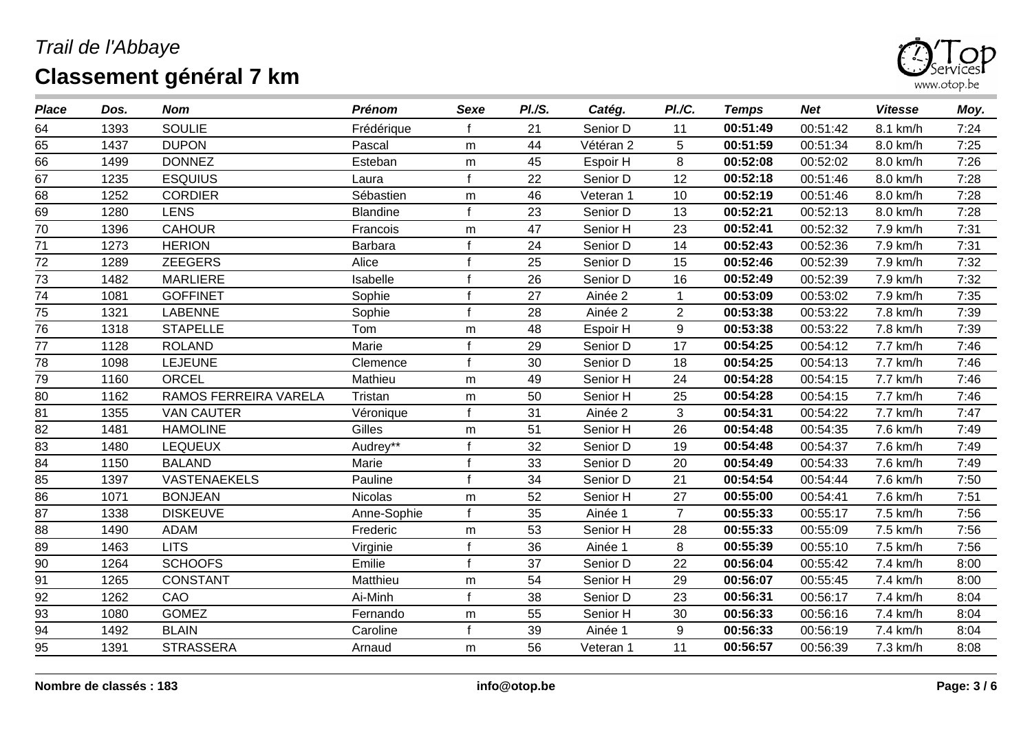*Trail de l'Abbaye*

# Classement général 7 km

| *Place* | *Dos.* | *Nom* | *Prénom* | *Sexe* | *Pl./S.* | *Catég.* | *Pl./C.* | *Temps* | *Net* | *Vitesse* | *Moy.* |
|---|---|---|---|---|---|---|---|---|---|---|---|
| 64 | 1393 | SOULIE | Frédérique | f | 21 | Senior D | 11 | **00:51:49** | 00:51:42 | 8.1 km/h | 7:24 |
| 65 | 1437 | DUPON | Pascal | m | 44 | Vétéran 2 | 5 | **00:51:59** | 00:51:34 | 8.0 km/h | 7:25 |
| 66 | 1499 | DONNEZ | Esteban | m | 45 | Espoir H | 8 | **00:52:08** | 00:52:02 | 8.0 km/h | 7:26 |
| 67 | 1235 | ESQUIUS | Laura | f | 22 | Senior D | 12 | **00:52:18** | 00:51:46 | 8.0 km/h | 7:28 |
| 68 | 1252 | CORDIER | Sébastien | m | 46 | Veteran 1 | 10 | **00:52:19** | 00:51:46 | 8.0 km/h | 7:28 |
| 69 | 1280 | LENS | Blandine | f | 23 | Senior D | 13 | **00:52:21** | 00:52:13 | 8.0 km/h | 7:28 |
| 70 | 1396 | CAHOUR | Francois | m | 47 | Senior H | 23 | **00:52:41** | 00:52:32 | 7.9 km/h | 7:31 |
| 71 | 1273 | HERION | Barbara | f | 24 | Senior D | 14 | **00:52:43** | 00:52:36 | 7.9 km/h | 7:31 |
| 72 | 1289 | ZEEGERS | Alice | f | 25 | Senior D | 15 | **00:52:46** | 00:52:39 | 7.9 km/h | 7:32 |
| 73 | 1482 | MARLIERE | Isabelle | f | 26 | Senior D | 16 | **00:52:49** | 00:52:39 | 7.9 km/h | 7:32 |
| 74 | 1081 | GOFFINET | Sophie | f | 27 | Ainée 2 | 1 | **00:53:09** | 00:53:02 | 7.9 km/h | 7:35 |
| 75 | 1321 | LABENNE | Sophie | f | 28 | Ainée 2 | 2 | **00:53:38** | 00:53:22 | 7.8 km/h | 7:39 |
| 76 | 1318 | STAPELLE | Tom | m | 48 | Espoir H | 9 | **00:53:38** | 00:53:22 | 7.8 km/h | 7:39 |
| 77 | 1128 | ROLAND | Marie | f | 29 | Senior D | 17 | **00:54:25** | 00:54:12 | 7.7 km/h | 7:46 |
| 78 | 1098 | LEJEUNE | Clemence | f | 30 | Senior D | 18 | **00:54:25** | 00:54:13 | 7.7 km/h | 7:46 |
| 79 | 1160 | ORCEL | Mathieu | m | 49 | Senior H | 24 | **00:54:28** | 00:54:15 | 7.7 km/h | 7:46 |
| 80 | 1162 | RAMOS FERREIRA VARELA | Tristan | m | 50 | Senior H | 25 | **00:54:28** | 00:54:15 | 7.7 km/h | 7:46 |
| 81 | 1355 | VAN CAUTER | Véronique | f | 31 | Ainée 2 | 3 | **00:54:31** | 00:54:22 | 7.7 km/h | 7:47 |
| 82 | 1481 | HAMOLINE | Gilles | m | 51 | Senior H | 26 | **00:54:48** | 00:54:35 | 7.6 km/h | 7:49 |
| 83 | 1480 | LEQUEUX | Audrey** | f | 32 | Senior D | 19 | **00:54:48** | 00:54:37 | 7.6 km/h | 7:49 |
| 84 | 1150 | BALAND | Marie | f | 33 | Senior D | 20 | **00:54:49** | 00:54:33 | 7.6 km/h | 7:49 |
| 85 | 1397 | VASTENAEKELS | Pauline | f | 34 | Senior D | 21 | **00:54:54** | 00:54:44 | 7.6 km/h | 7:50 |
| 86 | 1071 | BONJEAN | Nicolas | m | 52 | Senior H | 27 | **00:55:00** | 00:54:41 | 7.6 km/h | 7:51 |
| 87 | 1338 | DISKEUVE | Anne-Sophie | f | 35 | Ainée 1 | 7 | **00:55:33** | 00:55:17 | 7.5 km/h | 7:56 |
| 88 | 1490 | ADAM | Frederic | m | 53 | Senior H | 28 | **00:55:33** | 00:55:09 | 7.5 km/h | 7:56 |
| 89 | 1463 | LITS | Virginie | f | 36 | Ainée 1 | 8 | **00:55:39** | 00:55:10 | 7.5 km/h | 7:56 |
| 90 | 1264 | SCHOOFS | Emilie | f | 37 | Senior D | 22 | **00:56:04** | 00:55:42 | 7.4 km/h | 8:00 |
| 91 | 1265 | CONSTANT | Matthieu | m | 54 | Senior H | 29 | **00:56:07** | 00:55:45 | 7.4 km/h | 8:00 |
| 92 | 1262 | CAO | Ai-Minh | f | 38 | Senior D | 23 | **00:56:31** | 00:56:17 | 7.4 km/h | 8:04 |
| 93 | 1080 | GOMEZ | Fernando | m | 55 | Senior H | 30 | **00:56:33** | 00:56:16 | 7.4 km/h | 8:04 |
| 94 | 1492 | BLAIN | Caroline | f | 39 | Ainée 1 | 9 | **00:56:33** | 00:56:19 | 7.4 km/h | 8:04 |
| 95 | 1391 | STRASSERA | Arnaud | m | 56 | Veteran 1 | 11 | **00:56:57** | 00:56:39 | 7.3 km/h | 8:08 |

**Nombre de classés : 183** **info@otop.be**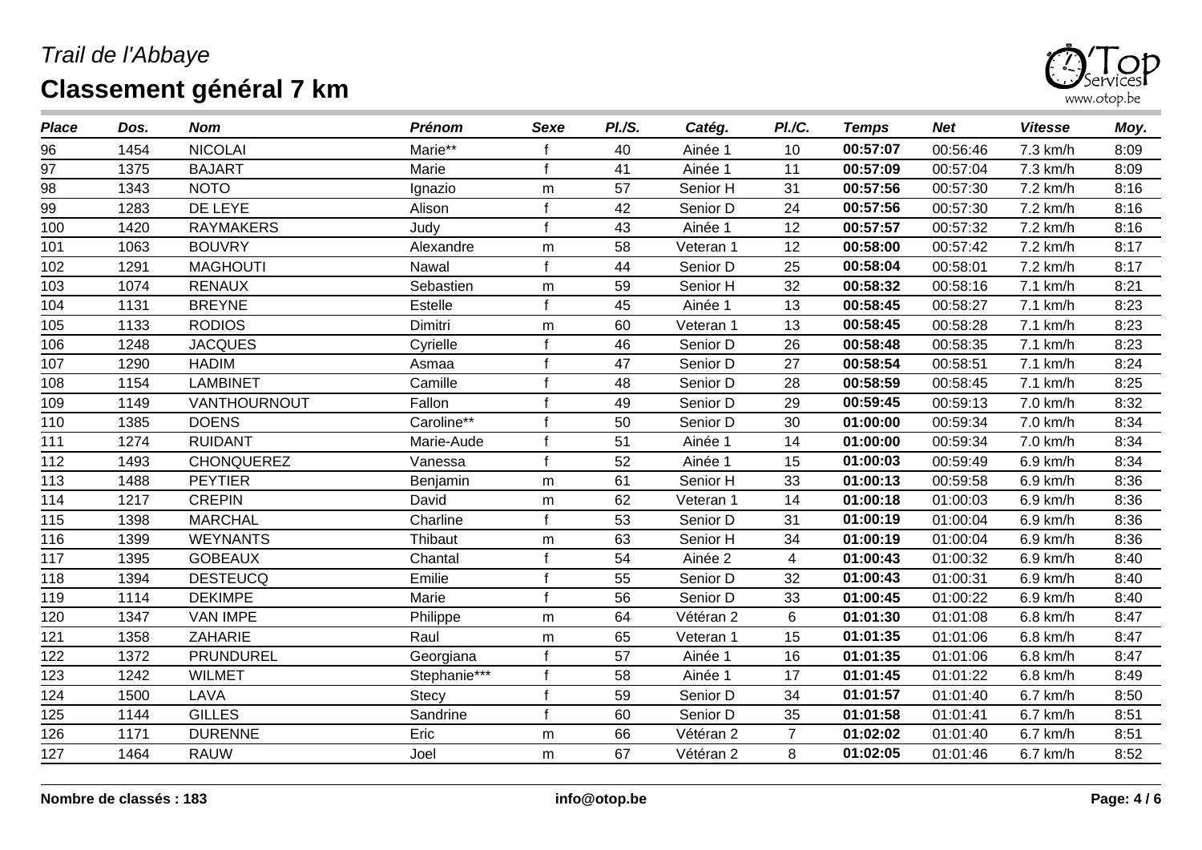*Trail de l'Abbaye*

# Classement général 7 km

| *Place* | *Dos.* | *Nom* | *Prénom* | *Sexe* | *Pl./S.* | *Catég.* | *Pl./C.* | *Temps* | *Net* | *Vitesse* | *Moy.* |
|---|---|---|---|---|---|---|---|---|---|---|---|
| 96 | 1454 | NICOLAI | Marie** | f | 40 | Ainée 1 | 10 | **00:57:07** | 00:56:46 | 7.3 km/h | 8:09 |
| 97 | 1375 | BAJART | Marie | f | 41 | Ainée 1 | 11 | **00:57:09** | 00:57:04 | 7.3 km/h | 8:09 |
| 98 | 1343 | NOTO | Ignazio | m | 57 | Senior H | 31 | **00:57:56** | 00:57:30 | 7.2 km/h | 8:16 |
| 99 | 1283 | DE LEYE | Alison | f | 42 | Senior D | 24 | **00:57:56** | 00:57:30 | 7.2 km/h | 8:16 |
| 100 | 1420 | RAYMAKERS | Judy | f | 43 | Ainée 1 | 12 | **00:57:57** | 00:57:32 | 7.2 km/h | 8:16 |
| 101 | 1063 | BOUVRY | Alexandre | m | 58 | Veteran 1 | 12 | **00:58:00** | 00:57:42 | 7.2 km/h | 8:17 |
| 102 | 1291 | MAGHOUTI | Nawal | f | 44 | Senior D | 25 | **00:58:04** | 00:58:01 | 7.2 km/h | 8:17 |
| 103 | 1074 | RENAUX | Sebastien | m | 59 | Senior H | 32 | **00:58:32** | 00:58:16 | 7.1 km/h | 8:21 |
| 104 | 1131 | BREYNE | Estelle | f | 45 | Ainée 1 | 13 | **00:58:45** | 00:58:27 | 7.1 km/h | 8:23 |
| 105 | 1133 | RODIOS | Dimitri | m | 60 | Veteran 1 | 13 | **00:58:45** | 00:58:28 | 7.1 km/h | 8:23 |
| 106 | 1248 | JACQUES | Cyrielle | f | 46 | Senior D | 26 | **00:58:48** | 00:58:35 | 7.1 km/h | 8:23 |
| 107 | 1290 | HADIM | Asmaa | f | 47 | Senior D | 27 | **00:58:54** | 00:58:51 | 7.1 km/h | 8:24 |
| 108 | 1154 | LAMBINET | Camille | f | 48 | Senior D | 28 | **00:58:59** | 00:58:45 | 7.1 km/h | 8:25 |
| 109 | 1149 | VANTHOURNOUT | Fallon | f | 49 | Senior D | 29 | **00:59:45** | 00:59:13 | 7.0 km/h | 8:32 |
| 110 | 1385 | DOENS | Caroline** | f | 50 | Senior D | 30 | **01:00:00** | 00:59:34 | 7.0 km/h | 8:34 |
| 111 | 1274 | RUIDANT | Marie-Aude | f | 51 | Ainée 1 | 14 | **01:00:00** | 00:59:34 | 7.0 km/h | 8:34 |
| 112 | 1493 | CHONQUEREZ | Vanessa | f | 52 | Ainée 1 | 15 | **01:00:03** | 00:59:49 | 6.9 km/h | 8:34 |
| 113 | 1488 | PEYTIER | Benjamin | m | 61 | Senior H | 33 | **01:00:13** | 00:59:58 | 6.9 km/h | 8:36 |
| 114 | 1217 | CREPIN | David | m | 62 | Veteran 1 | 14 | **01:00:18** | 01:00:03 | 6.9 km/h | 8:36 |
| 115 | 1398 | MARCHAL | Charline | f | 53 | Senior D | 31 | **01:00:19** | 01:00:04 | 6.9 km/h | 8:36 |
| 116 | 1399 | WEYNANTS | Thibaut | m | 63 | Senior H | 34 | **01:00:19** | 01:00:04 | 6.9 km/h | 8:36 |
| 117 | 1395 | GOBEAUX | Chantal | f | 54 | Ainée 2 | 4 | **01:00:43** | 01:00:32 | 6.9 km/h | 8:40 |
| 118 | 1394 | DESTEUCQ | Emilie | f | 55 | Senior D | 32 | **01:00:43** | 01:00:31 | 6.9 km/h | 8:40 |
| 119 | 1114 | DEKIMPE | Marie | f | 56 | Senior D | 33 | **01:00:45** | 01:00:22 | 6.9 km/h | 8:40 |
| 120 | 1347 | VAN IMPE | Philippe | m | 64 | Vétéran 2 | 6 | **01:01:30** | 01:01:08 | 6.8 km/h | 8:47 |
| 121 | 1358 | ZAHARIE | Raul | m | 65 | Veteran 1 | 15 | **01:01:35** | 01:01:06 | 6.8 km/h | 8:47 |
| 122 | 1372 | PRUNDUREL | Georgiana | f | 57 | Ainée 1 | 16 | **01:01:35** | 01:01:06 | 6.8 km/h | 8:47 |
| 123 | 1242 | WILMET | Stephanie*** | f | 58 | Ainée 1 | 17 | **01:01:45** | 01:01:22 | 6.8 km/h | 8:49 |
| 124 | 1500 | LAVA | Stecy | f | 59 | Senior D | 34 | **01:01:57** | 01:01:40 | 6.7 km/h | 8:50 |
| 125 | 1144 | GILLES | Sandrine | f | 60 | Senior D | 35 | **01:01:58** | 01:01:41 | 6.7 km/h | 8:51 |
| 126 | 1171 | DURENNE | Eric | m | 66 | Vétéran 2 | 7 | **01:02:02** | 01:01:40 | 6.7 km/h | 8:51 |
| 127 | 1464 | RAUW | Joel | m | 67 | Vétéran 2 | 8 | **01:02:05** | 01:01:46 | 6.7 km/h | 8:52 |

**Nombre de classés : 183** **info@otop.be**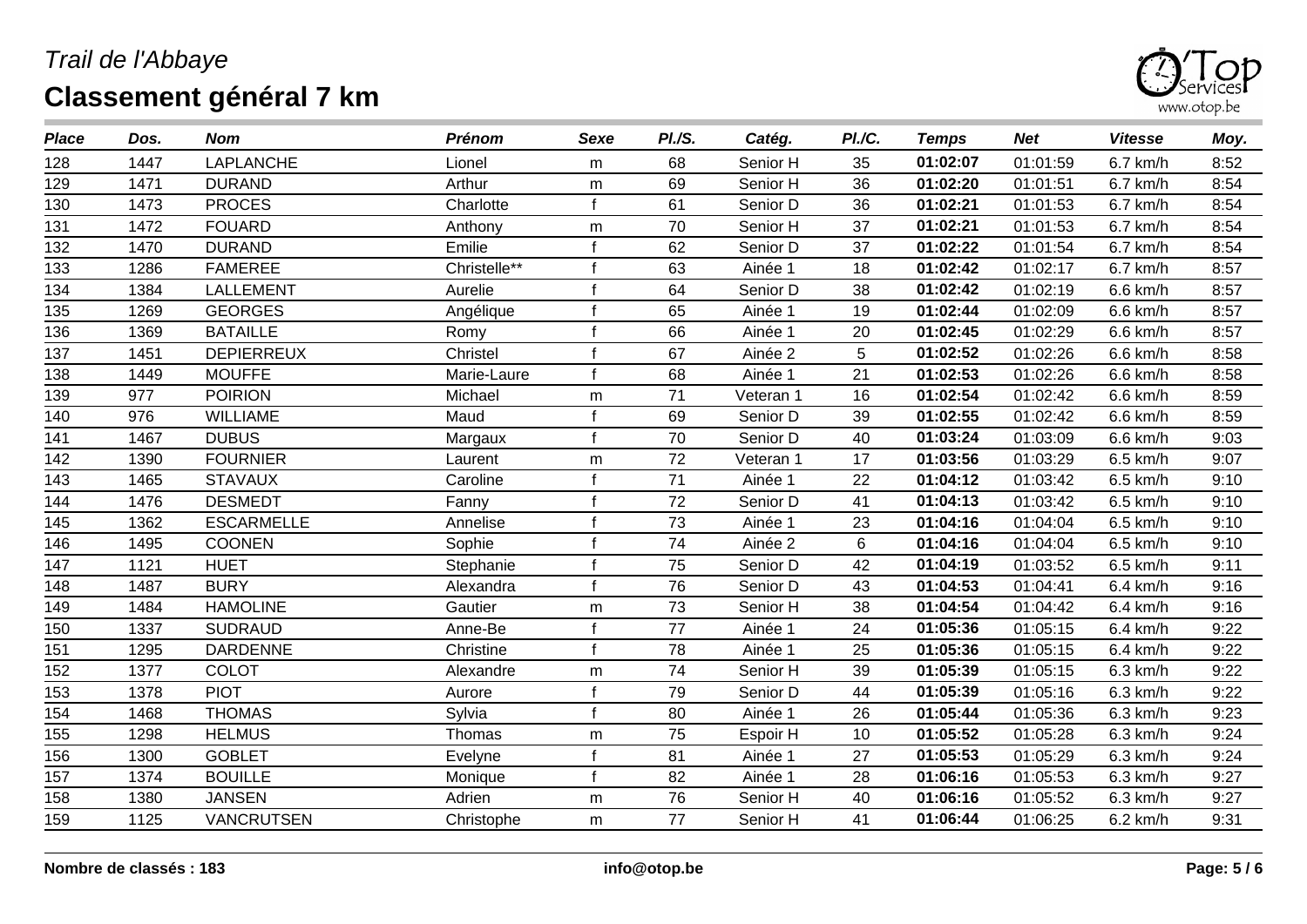*Trail de l'Abbaye*

# Classement général 7 km

| *Place* | *Dos.* | *Nom* | *Prénom* | *Sexe* | *Pl./S.* | *Catég.* | *Pl./C.* | *Temps* | *Net* | *Vitesse* | *Moy.* |
|---|---|---|---|---|---|---|---|---|---|---|---|
| 128 | 1447 | LAPLANCHE | Lionel | m | 68 | Senior H | 35 | **01:02:07** | 01:01:59 | 6.7 km/h | 8:52 |
| 129 | 1471 | DURAND | Arthur | m | 69 | Senior H | 36 | **01:02:20** | 01:01:51 | 6.7 km/h | 8:54 |
| 130 | 1473 | PROCES | Charlotte | f | 61 | Senior D | 36 | **01:02:21** | 01:01:53 | 6.7 km/h | 8:54 |
| 131 | 1472 | FOUARD | Anthony | m | 70 | Senior H | 37 | **01:02:21** | 01:01:53 | 6.7 km/h | 8:54 |
| 132 | 1470 | DURAND | Emilie | f | 62 | Senior D | 37 | **01:02:22** | 01:01:54 | 6.7 km/h | 8:54 |
| 133 | 1286 | FAMEREE | Christelle** | f | 63 | Ainée 1 | 18 | **01:02:42** | 01:02:17 | 6.7 km/h | 8:57 |
| 134 | 1384 | LALLEMENT | Aurelie | f | 64 | Senior D | 38 | **01:02:42** | 01:02:19 | 6.6 km/h | 8:57 |
| 135 | 1269 | GEORGES | Angélique | f | 65 | Ainée 1 | 19 | **01:02:44** | 01:02:09 | 6.6 km/h | 8:57 |
| 136 | 1369 | BATAILLE | Romy | f | 66 | Ainée 1 | 20 | **01:02:45** | 01:02:29 | 6.6 km/h | 8:57 |
| 137 | 1451 | DEPIERREUX | Christel | f | 67 | Ainée 2 | 5 | **01:02:52** | 01:02:26 | 6.6 km/h | 8:58 |
| 138 | 1449 | MOUFFE | Marie-Laure | f | 68 | Ainée 1 | 21 | **01:02:53** | 01:02:26 | 6.6 km/h | 8:58 |
| 139 | 977 | POIRION | Michael | m | 71 | Veteran 1 | 16 | **01:02:54** | 01:02:42 | 6.6 km/h | 8:59 |
| 140 | 976 | WILLIAME | Maud | f | 69 | Senior D | 39 | **01:02:55** | 01:02:42 | 6.6 km/h | 8:59 |
| 141 | 1467 | DUBUS | Margaux | f | 70 | Senior D | 40 | **01:03:24** | 01:03:09 | 6.6 km/h | 9:03 |
| 142 | 1390 | FOURNIER | Laurent | m | 72 | Veteran 1 | 17 | **01:03:56** | 01:03:29 | 6.5 km/h | 9:07 |
| 143 | 1465 | STAVAUX | Caroline | f | 71 | Ainée 1 | 22 | **01:04:12** | 01:03:42 | 6.5 km/h | 9:10 |
| 144 | 1476 | DESMEDT | Fanny | f | 72 | Senior D | 41 | **01:04:13** | 01:03:42 | 6.5 km/h | 9:10 |
| 145 | 1362 | ESCARMELLE | Annelise | f | 73 | Ainée 1 | 23 | **01:04:16** | 01:04:04 | 6.5 km/h | 9:10 |
| 146 | 1495 | COONEN | Sophie | f | 74 | Ainée 2 | 6 | **01:04:16** | 01:04:04 | 6.5 km/h | 9:10 |
| 147 | 1121 | HUET | Stephanie | f | 75 | Senior D | 42 | **01:04:19** | 01:03:52 | 6.5 km/h | 9:11 |
| 148 | 1487 | BURY | Alexandra | f | 76 | Senior D | 43 | **01:04:53** | 01:04:41 | 6.4 km/h | 9:16 |
| 149 | 1484 | HAMOLINE | Gautier | m | 73 | Senior H | 38 | **01:04:54** | 01:04:42 | 6.4 km/h | 9:16 |
| 150 | 1337 | SUDRAUD | Anne-Be | f | 77 | Ainée 1 | 24 | **01:05:36** | 01:05:15 | 6.4 km/h | 9:22 |
| 151 | 1295 | DARDENNE | Christine | f | 78 | Ainée 1 | 25 | **01:05:36** | 01:05:15 | 6.4 km/h | 9:22 |
| 152 | 1377 | COLOT | Alexandre | m | 74 | Senior H | 39 | **01:05:39** | 01:05:15 | 6.3 km/h | 9:22 |
| 153 | 1378 | PIOT | Aurore | f | 79 | Senior D | 44 | **01:05:39** | 01:05:16 | 6.3 km/h | 9:22 |
| 154 | 1468 | THOMAS | Sylvia | f | 80 | Ainée 1 | 26 | **01:05:44** | 01:05:36 | 6.3 km/h | 9:23 |
| 155 | 1298 | HELMUS | Thomas | m | 75 | Espoir H | 10 | **01:05:52** | 01:05:28 | 6.3 km/h | 9:24 |
| 156 | 1300 | GOBLET | Evelyne | f | 81 | Ainée 1 | 27 | **01:05:53** | 01:05:29 | 6.3 km/h | 9:24 |
| 157 | 1374 | BOUILLE | Monique | f | 82 | Ainée 1 | 28 | **01:06:16** | 01:05:53 | 6.3 km/h | 9:27 |
| 158 | 1380 | JANSEN | Adrien | m | 76 | Senior H | 40 | **01:06:16** | 01:05:52 | 6.3 km/h | 9:27 |
| 159 | 1125 | VANCRUTSEN | Christophe | m | 77 | Senior H | 41 | **01:06:44** | 01:06:25 | 6.2 km/h | 9:31 |

**Nombre de classés : 183** **info@otop.be**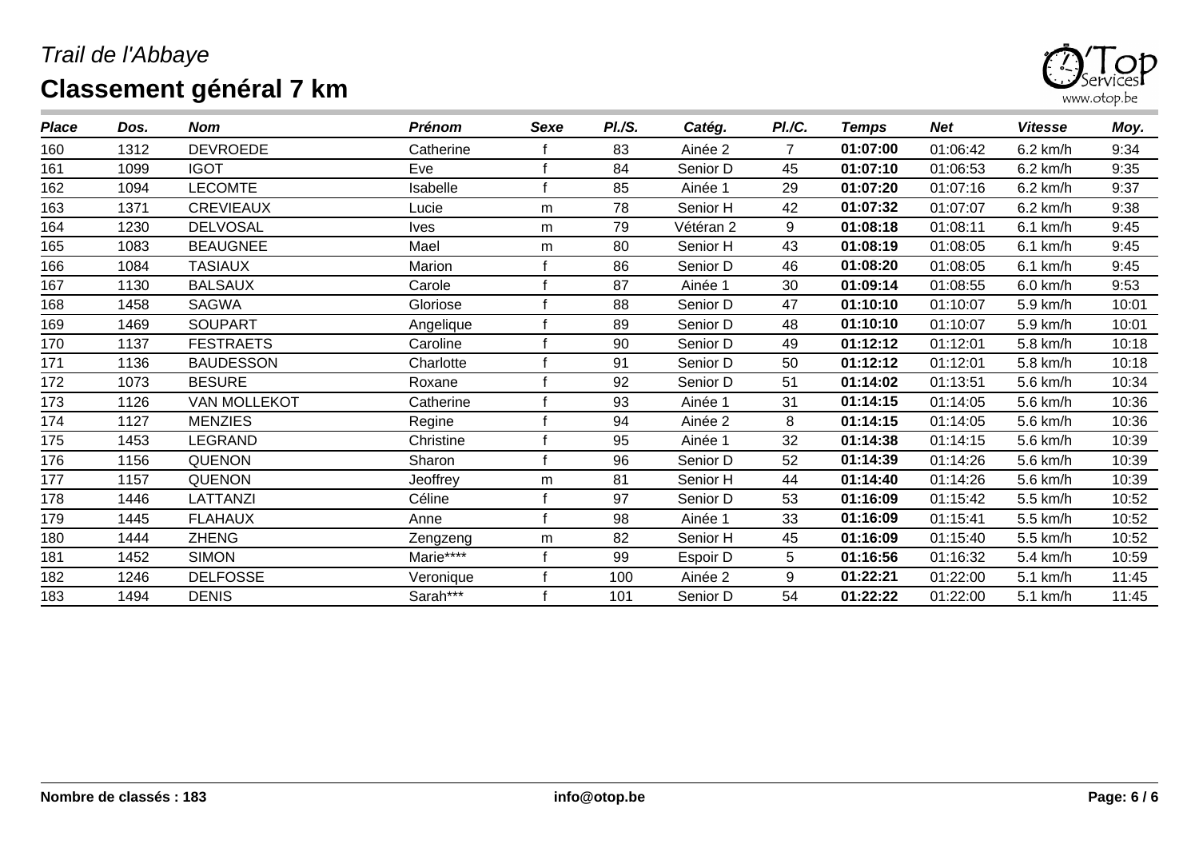*Trail de l'Abbaye*

# Classement général 7 km

| *Place* | *Dos.* | *Nom* | *Prénom* | *Sexe* | *Pl./S.* | *Catég.* | *Pl./C.* | *Temps* | *Net* | *Vitesse* | *Moy.* |
|---|---|---|---|---|---|---|---|---|---|---|---|
| 160 | 1312 | DEVROEDE | Catherine | f | 83 | Ainée 2 | 7 | **01:07:00** | 01:06:42 | 6.2 km/h | 9:34 |
| 161 | 1099 | IGOT | Eve | f | 84 | Senior D | 45 | **01:07:10** | 01:06:53 | 6.2 km/h | 9:35 |
| 162 | 1094 | LECOMTE | Isabelle | f | 85 | Ainée 1 | 29 | **01:07:20** | 01:07:16 | 6.2 km/h | 9:37 |
| 163 | 1371 | CREVIEAUX | Lucie | m | 78 | Senior H | 42 | **01:07:32** | 01:07:07 | 6.2 km/h | 9:38 |
| 164 | 1230 | DELVOSAL | Ives | m | 79 | Vétéran 2 | 9 | **01:08:18** | 01:08:11 | 6.1 km/h | 9:45 |
| 165 | 1083 | BEAUGNEE | Mael | m | 80 | Senior H | 43 | **01:08:19** | 01:08:05 | 6.1 km/h | 9:45 |
| 166 | 1084 | TASIAUX | Marion | f | 86 | Senior D | 46 | **01:08:20** | 01:08:05 | 6.1 km/h | 9:45 |
| 167 | 1130 | BALSAUX | Carole | f | 87 | Ainée 1 | 30 | **01:09:14** | 01:08:55 | 6.0 km/h | 9:53 |
| 168 | 1458 | SAGWA | Gloriose | f | 88 | Senior D | 47 | **01:10:10** | 01:10:07 | 5.9 km/h | 10:01 |
| 169 | 1469 | SOUPART | Angelique | f | 89 | Senior D | 48 | **01:10:10** | 01:10:07 | 5.9 km/h | 10:01 |
| 170 | 1137 | FESTRAETS | Caroline | f | 90 | Senior D | 49 | **01:12:12** | 01:12:01 | 5.8 km/h | 10:18 |
| 171 | 1136 | BAUDESSON | Charlotte | f | 91 | Senior D | 50 | **01:12:12** | 01:12:01 | 5.8 km/h | 10:18 |
| 172 | 1073 | BESURE | Roxane | f | 92 | Senior D | 51 | **01:14:02** | 01:13:51 | 5.6 km/h | 10:34 |
| 173 | 1126 | VAN MOLLEKOT | Catherine | f | 93 | Ainée 1 | 31 | **01:14:15** | 01:14:05 | 5.6 km/h | 10:36 |
| 174 | 1127 | MENZIES | Regine | f | 94 | Ainée 2 | 8 | **01:14:15** | 01:14:05 | 5.6 km/h | 10:36 |
| 175 | 1453 | LEGRAND | Christine | f | 95 | Ainée 1 | 32 | **01:14:38** | 01:14:15 | 5.6 km/h | 10:39 |
| 176 | 1156 | QUENON | Sharon | f | 96 | Senior D | 52 | **01:14:39** | 01:14:26 | 5.6 km/h | 10:39 |
| 177 | 1157 | QUENON | Jeoffrey | m | 81 | Senior H | 44 | **01:14:40** | 01:14:26 | 5.6 km/h | 10:39 |
| 178 | 1446 | LATTANZI | Céline | f | 97 | Senior D | 53 | **01:16:09** | 01:15:42 | 5.5 km/h | 10:52 |
| 179 | 1445 | FLAHAUX | Anne | f | 98 | Ainée 1 | 33 | **01:16:09** | 01:15:41 | 5.5 km/h | 10:52 |
| 180 | 1444 | ZHENG | Zengzeng | m | 82 | Senior H | 45 | **01:16:09** | 01:15:40 | 5.5 km/h | 10:52 |
| 181 | 1452 | SIMON | Marie**** | f | 99 | Espoir D | 5 | **01:16:56** | 01:16:32 | 5.4 km/h | 10:59 |
| 182 | 1246 | DELFOSSE | Veronique | f | 100 | Ainée 2 | 9 | **01:22:21** | 01:22:00 | 5.1 km/h | 11:45 |
| 183 | 1494 | DENIS | Sarah*** | f | 101 | Senior D | 54 | **01:22:22** | 01:22:00 | 5.1 km/h | 11:45 |

**Nombre de classés : 183**